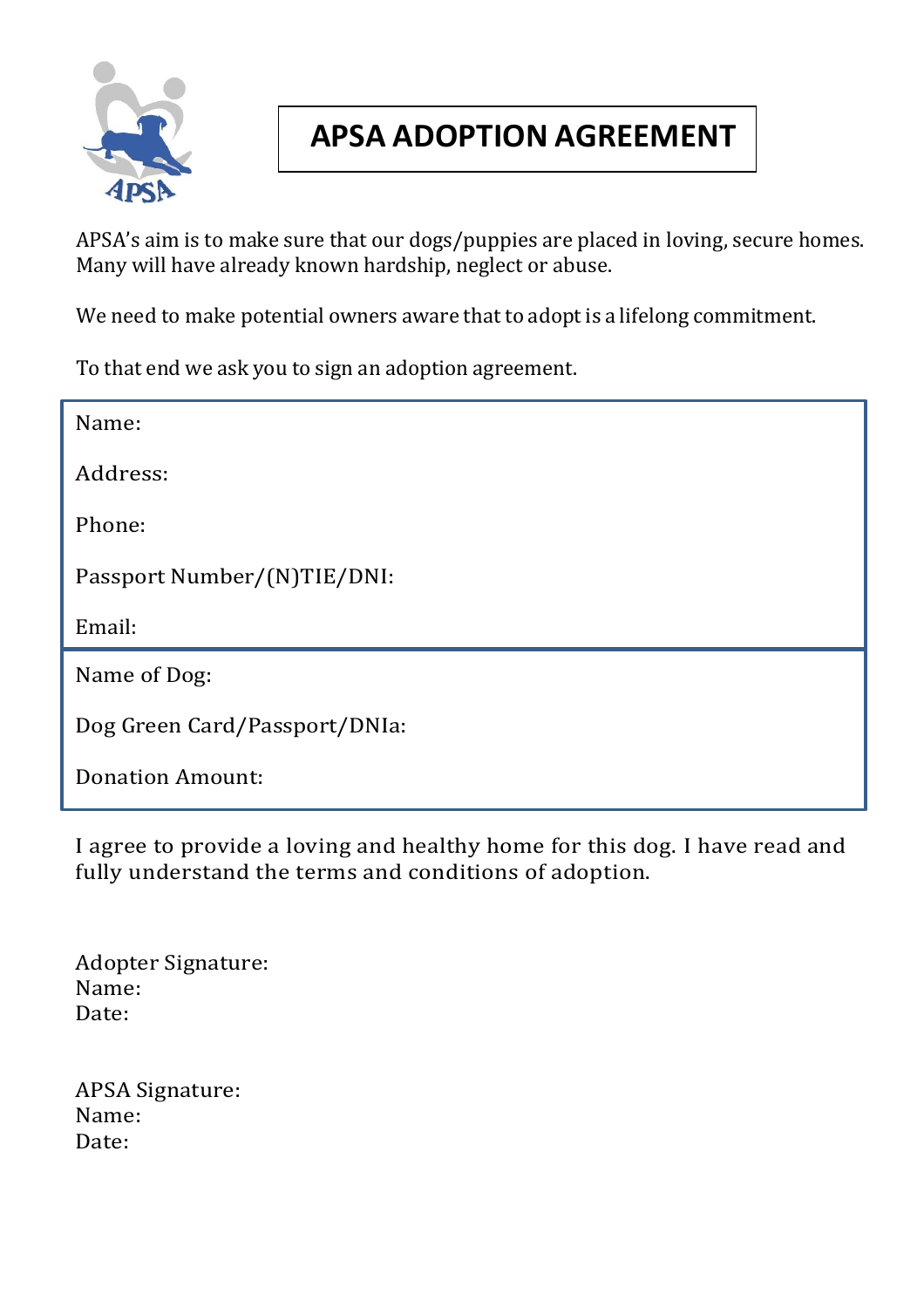# APSA ADOPTION AGREEMENT

APSA's aim is to make sure that our dogs/puppies are placed in loving, secure homes. Many will have already known hardship, neglect or abuse.

We need to make potential owners aware that to adopt is a lifelong commitment.

To that end we ask you to sign an adoption agreement.

Name:

Address:

Phone:

Passport Number/(N)TIE/DNI:

Email:

Name of Dog:

Dog Green Card/Passport/DNIa:

Donation Amount:

I agree to provide a loving and healthy home for this dog. I have read and fully understand the terms and conditions of adoption.

Adopter Signature:
Name:
Date:

APSA Signature:
Name:
Date: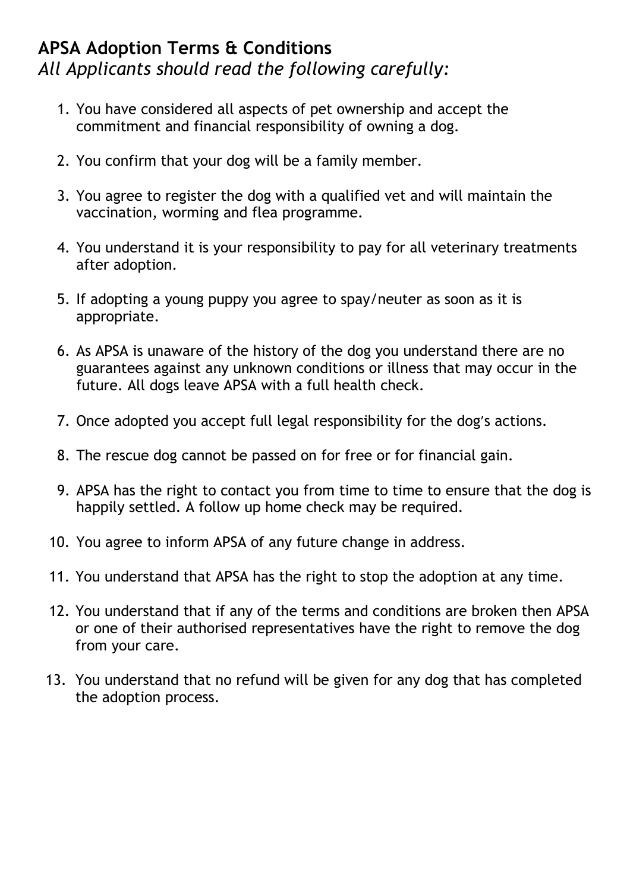## APSA Adoption Terms & Conditions

*All Applicants should read the following carefully:*

1. You have considered all aspects of pet ownership and accept the commitment and financial responsibility of owning a dog.
2. You confirm that your dog will be a family member.
3. You agree to register the dog with a qualified vet and will maintain the vaccination, worming and flea programme.
4. You understand it is your responsibility to pay for all veterinary treatments after adoption.
5. If adopting a young puppy you agree to spay/neuter as soon as it is appropriate.
6. As APSA is unaware of the history of the dog you understand there are no guarantees against any unknown conditions or illness that may occur in the future. All dogs leave APSA with a full health check.
7. Once adopted you accept full legal responsibility for the dog's actions.
8. The rescue dog cannot be passed on for free or for financial gain.
9. APSA has the right to contact you from time to time to ensure that the dog is happily settled. A follow up home check may be required.
10. You agree to inform APSA of any future change in address.
11. You understand that APSA has the right to stop the adoption at any time.
12. You understand that if any of the terms and conditions are broken then APSA or one of their authorised representatives have the right to remove the dog from your care.
13. You understand that no refund will be given for any dog that has completed the adoption process.